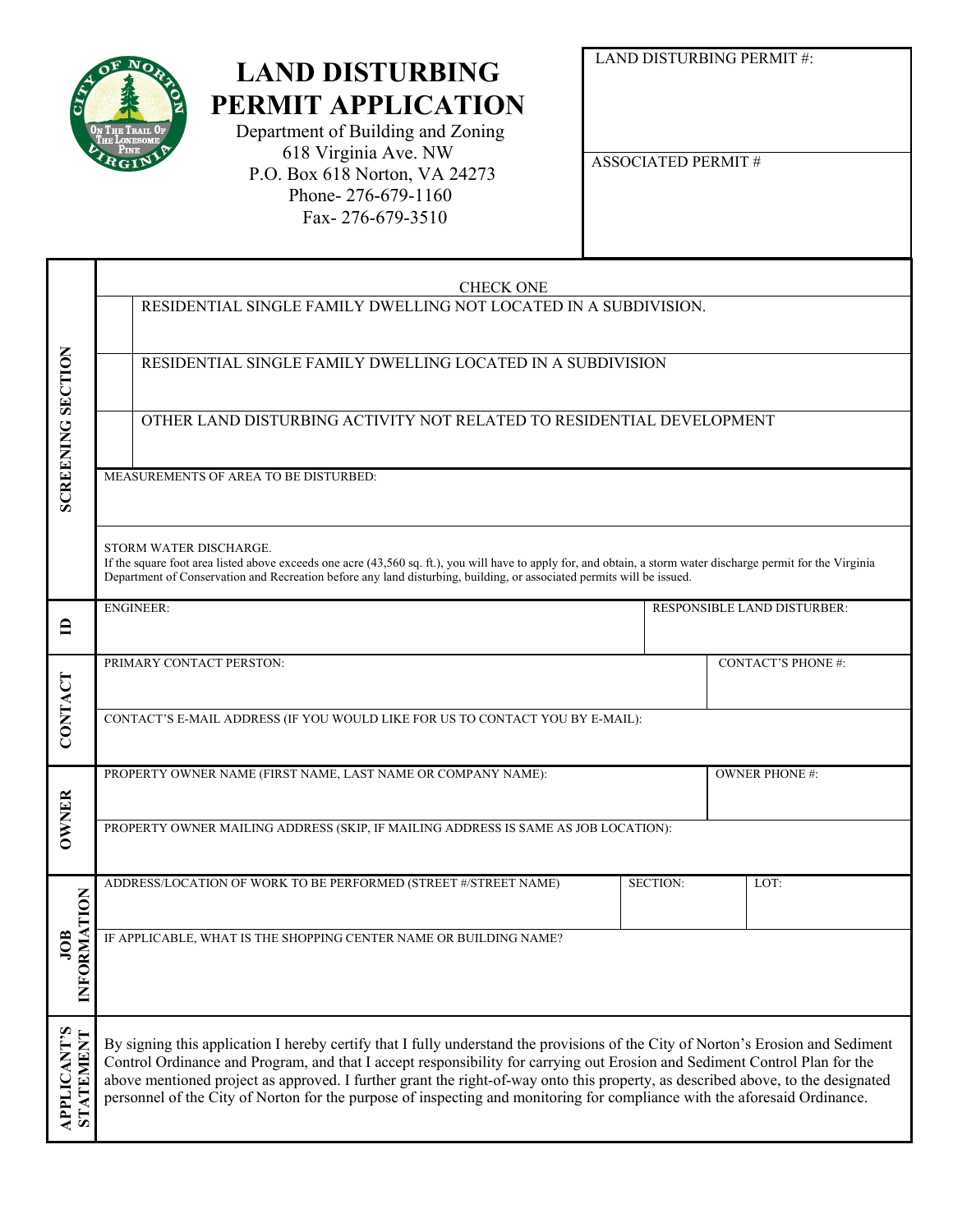# LAND DISTURBING PERMIT APPLICATION

Department of Building and Zoning
618 Virginia Ave. NW
P.O. Box 618 Norton, VA 24273
Phone- 276-679-1160
Fax- 276-679-3510

| LAND DISTURBING PERMIT #: |
|---|
| ASSOCIATED PERMIT # |

## SCREENING SECTION

CHECK ONE

| | |
|---|---|
| | RESIDENTIAL SINGLE FAMILY DWELLING NOT LOCATED IN A SUBDIVISION. |
| | RESIDENTIAL SINGLE FAMILY DWELLING LOCATED IN A SUBDIVISION |
| | OTHER LAND DISTURBING ACTIVITY NOT RELATED TO RESIDENTIAL DEVELOPMENT |

MEASUREMENTS OF AREA TO BE DISTURBED:

STORM WATER DISCHARGE.
If the square foot area listed above exceeds one acre (43,560 sq. ft.), you will have to apply for, and obtain, a storm water discharge permit for the Virginia Department of Conservation and Recreation before any land disturbing, building, or associated permits will be issued.

## ID

| ENGINEER: | RESPONSIBLE LAND DISTURBER: |
|---|---|
| | |

## CONTACT

| PRIMARY CONTACT PERSTON: | CONTACT'S PHONE #: |
|---|---|
| | |

CONTACT'S E-MAIL ADDRESS (IF YOU WOULD LIKE FOR US TO CONTACT YOU BY E-MAIL):

## OWNER

| PROPERTY OWNER NAME (FIRST NAME, LAST NAME OR COMPANY NAME): | OWNER PHONE #: |
|---|---|
| | |

PROPERTY OWNER MAILING ADDRESS (SKIP, IF MAILING ADDRESS IS SAME AS JOB LOCATION):

## JOB INFORMATION

| ADDRESS/LOCATION OF WORK TO BE PERFORMED (STREET #/STREET NAME) | SECTION: | LOT: |
|---|---|---|
| | | |

IF APPLICABLE, WHAT IS THE SHOPPING CENTER NAME OR BUILDING NAME?

## APPLICANT'S STATEMENT

By signing this application I hereby certify that I fully understand the provisions of the City of Norton's Erosion and Sediment Control Ordinance and Program, and that I accept responsibility for carrying out Erosion and Sediment Control Plan for the above mentioned project as approved. I further grant the right-of-way onto this property, as described above, to the designated personnel of the City of Norton for the purpose of inspecting and monitoring for compliance with the aforesaid Ordinance.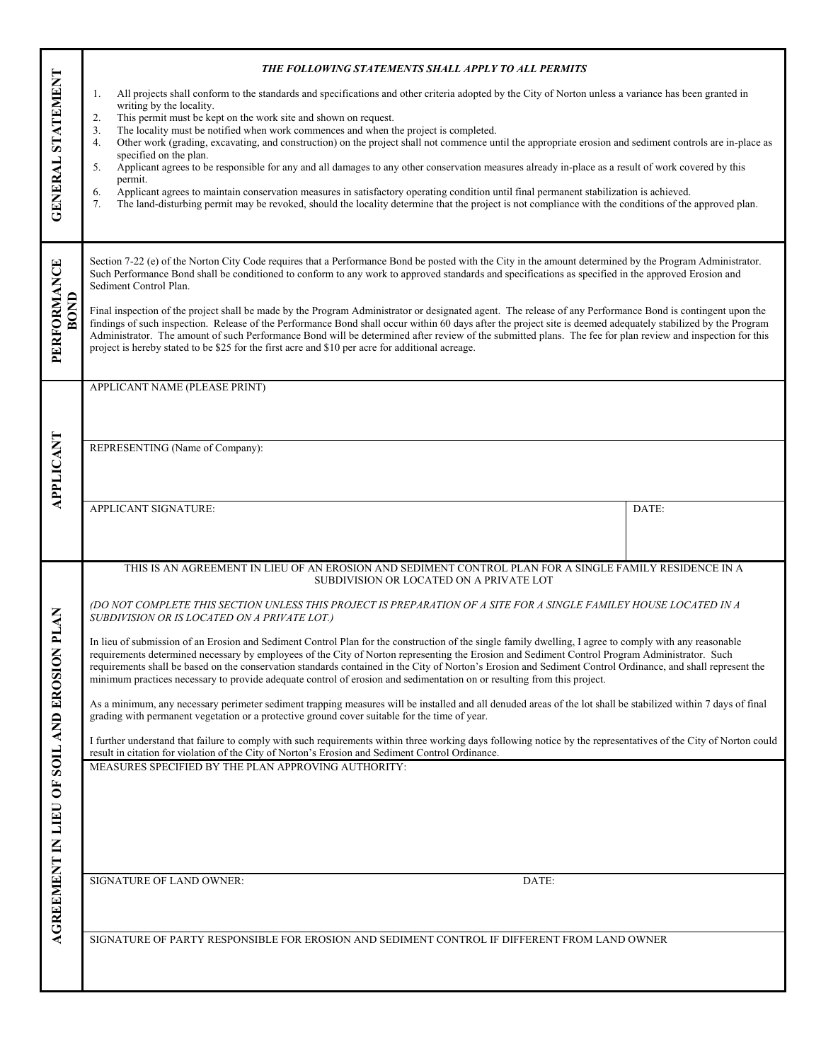## GENERAL STATEMENT

***THE FOLLOWING STATEMENTS SHALL APPLY TO ALL PERMITS***

1. All projects shall conform to the standards and specifications and other criteria adopted by the City of Norton unless a variance has been granted in writing by the locality.
2. This permit must be kept on the work site and shown on request.
3. The locality must be notified when work commences and when the project is completed.
4. Other work (grading, excavating, and construction) on the project shall not commence until the appropriate erosion and sediment controls are in-place as specified on the plan.
5. Applicant agrees to be responsible for any and all damages to any other conservation measures already in-place as a result of work covered by this permit.
6. Applicant agrees to maintain conservation measures in satisfactory operating condition until final permanent stabilization is achieved.
7. The land-disturbing permit may be revoked, should the locality determine that the project is not compliance with the conditions of the approved plan.

## PERFORMANCE BOND

Section 7-22 (e) of the Norton City Code requires that a Performance Bond be posted with the City in the amount determined by the Program Administrator. Such Performance Bond shall be conditioned to conform to any work to approved standards and specifications as specified in the approved Erosion and Sediment Control Plan.

Final inspection of the project shall be made by the Program Administrator or designated agent. The release of any Performance Bond is contingent upon the findings of such inspection. Release of the Performance Bond shall occur within 60 days after the project site is deemed adequately stabilized by the Program Administrator. The amount of such Performance Bond will be determined after review of the submitted plans. The fee for plan review and inspection for this project is hereby stated to be $25 for the first acre and $10 per acre for additional acreage.

## APPLICANT

APPLICANT NAME (PLEASE PRINT)

REPRESENTING (Name of Company):

| APPLICANT SIGNATURE: | DATE: |
|---|---|
| | |

## AGREEMENT IN LIEU OF SOIL AND EROSION PLAN

THIS IS AN AGREEMENT IN LIEU OF AN EROSION AND SEDIMENT CONTROL PLAN FOR A SINGLE FAMILY RESIDENCE IN A SUBDIVISION OR LOCATED ON A PRIVATE LOT

*(DO NOT COMPLETE THIS SECTION UNLESS THIS PROJECT IS PREPARATION OF A SITE FOR A SINGLE FAMILEY HOUSE LOCATED IN A SUBDIVISION OR IS LOCATED ON A PRIVATE LOT.)*

In lieu of submission of an Erosion and Sediment Control Plan for the construction of the single family dwelling, I agree to comply with any reasonable requirements determined necessary by employees of the City of Norton representing the Erosion and Sediment Control Program Administrator. Such requirements shall be based on the conservation standards contained in the City of Norton's Erosion and Sediment Control Ordinance, and shall represent the minimum practices necessary to provide adequate control of erosion and sedimentation on or resulting from this project.

As a minimum, any necessary perimeter sediment trapping measures will be installed and all denuded areas of the lot shall be stabilized within 7 days of final grading with permanent vegetation or a protective ground cover suitable for the time of year.

I further understand that failure to comply with such requirements within three working days following notice by the representatives of the City of Norton could result in citation for violation of the City of Norton's Erosion and Sediment Control Ordinance.

MEASURES SPECIFIED BY THE PLAN APPROVING AUTHORITY:

SIGNATURE OF LAND OWNER: DATE:

SIGNATURE OF PARTY RESPONSIBLE FOR EROSION AND SEDIMENT CONTROL IF DIFFERENT FROM LAND OWNER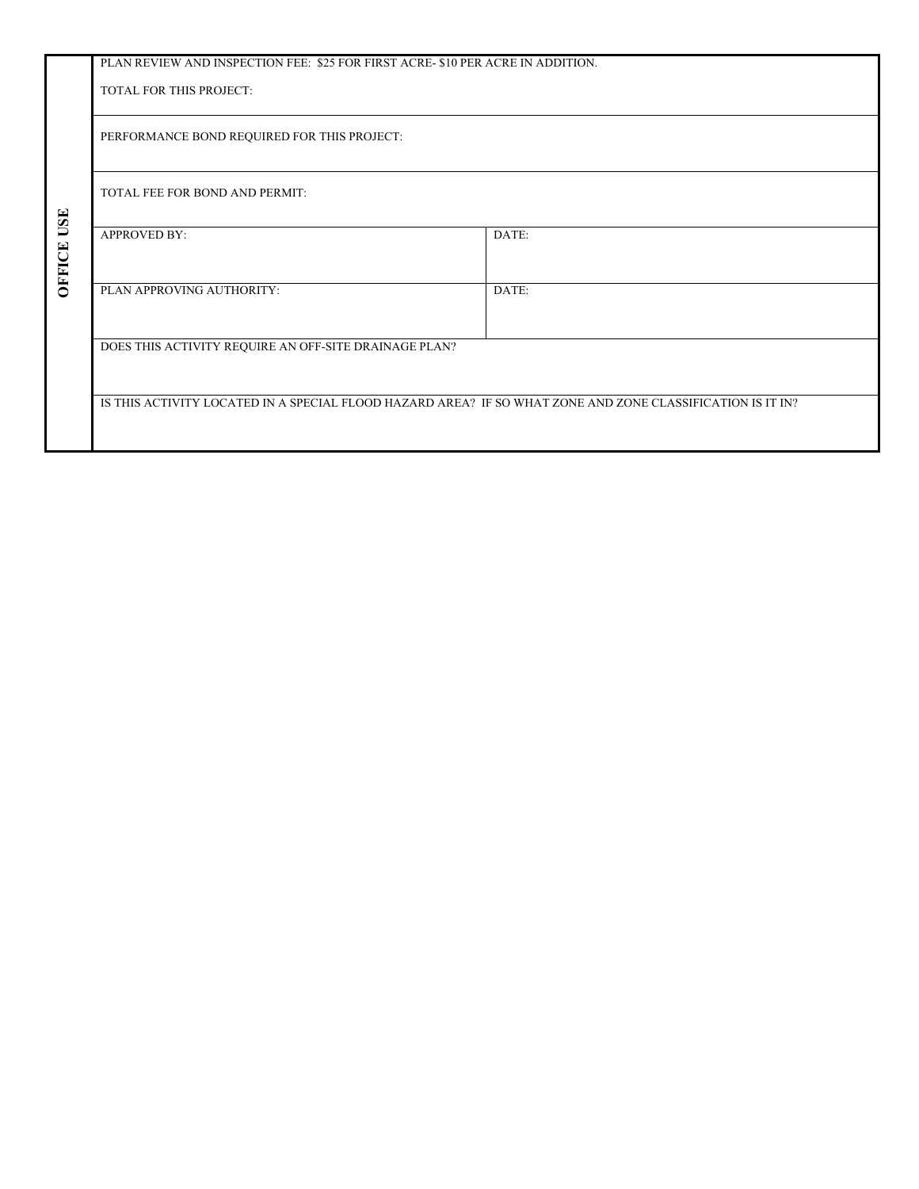**OFFICE USE**

| | |
|---|---|
| PLAN REVIEW AND INSPECTION FEE: $25 FOR FIRST ACRE- $10 PER ACRE IN ADDITION.<br><br>TOTAL FOR THIS PROJECT: | |
| PERFORMANCE BOND REQUIRED FOR THIS PROJECT: | |
| TOTAL FEE FOR BOND AND PERMIT: | |
| APPROVED BY: | DATE: |
| PLAN APPROVING AUTHORITY: | DATE: |
| DOES THIS ACTIVITY REQUIRE AN OFF-SITE DRAINAGE PLAN? | |
| IS THIS ACTIVITY LOCATED IN A SPECIAL FLOOD HAZARD AREA? IF SO WHAT ZONE AND ZONE CLASSIFICATION IS IT IN? | |